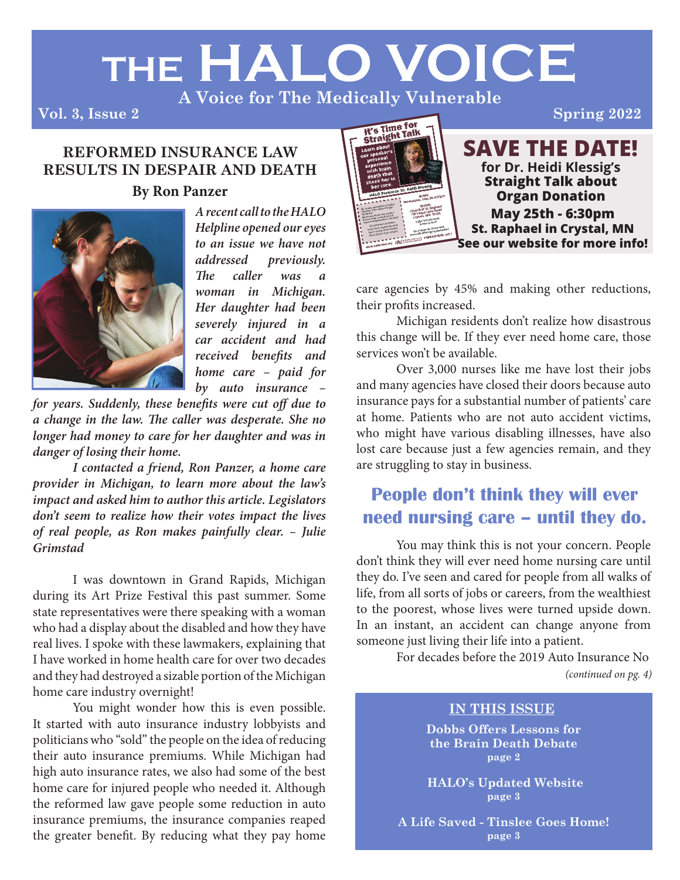# THE HALO VOICE

A Voice for The Medically Vulnerable

Vol. 3, Issue 2 — Spring 2022

## REFORMED INSURANCE LAW RESULTS IN DESPAIR AND DEATH

**By Ron Panzer**

*A recent call to the HALO Helpline opened our eyes to an issue we have not addressed previously. The caller was a woman in Michigan. Her daughter had been severely injured in a car accident and had received benefits and home care – paid for by auto insurance – for years. Suddenly, these benefits were cut off due to a change in the law. The caller was desperate. She no longer had money to care for her daughter and was in danger of losing their home.*

*I contacted a friend, Ron Panzer, a home care provider in Michigan, to learn more about the law's impact and asked him to author this article. Legislators don't seem to realize how their votes impact the lives of real people, as Ron makes painfully clear. – Julie Grimstad*

I was downtown in Grand Rapids, Michigan during its Art Prize Festival this past summer. Some state representatives were there speaking with a woman who had a display about the disabled and how they have real lives. I spoke with these lawmakers, explaining that I have worked in home health care for over two decades and they had destroyed a sizable portion of the Michigan home care industry overnight!

You might wonder how this is even possible. It started with auto insurance industry lobbyists and politicians who "sold" the people on the idea of reducing their auto insurance premiums. While Michigan had high auto insurance rates, we also had some of the best home care for injured people who needed it. Although the reformed law gave people some reduction in auto insurance premiums, the insurance companies reaped the greater benefit. By reducing what they pay home care agencies by 45% and making other reductions, their profits increased.

Michigan residents don't realize how disastrous this change will be. If they ever need home care, those services won't be available.

Over 3,000 nurses like me have lost their jobs and many agencies have closed their doors because auto insurance pays for a substantial number of patients' care at home. Patients who are not auto accident victims, who might have various disabling illnesses, have also lost care because just a few agencies remain, and they are struggling to stay in business.

### People don't think they will ever need nursing care – until they do.

You may think this is not your concern. People don't think they will ever need home nursing care until they do. I've seen and cared for people from all walks of life, from all sorts of jobs or careers, from the wealthiest to the poorest, whose lives were turned upside down. In an instant, an accident can change anyone from someone just living their life into a patient.

For decades before the 2019 Auto Insurance No

*(continued on pg. 4)*

---

**SAVE THE DATE!**
**for Dr. Heidi Klessig's Straight Talk about Organ Donation**
**May 25th - 6:30pm**
**St. Raphael in Crystal, MN**
**See our website for more info!**

---

**IN THIS ISSUE**

**Dobbs Offers Lessons for the Brain Death Debate** — page 2

**HALO's Updated Website** — page 3

**A Life Saved - Tinslee Goes Home!** — page 3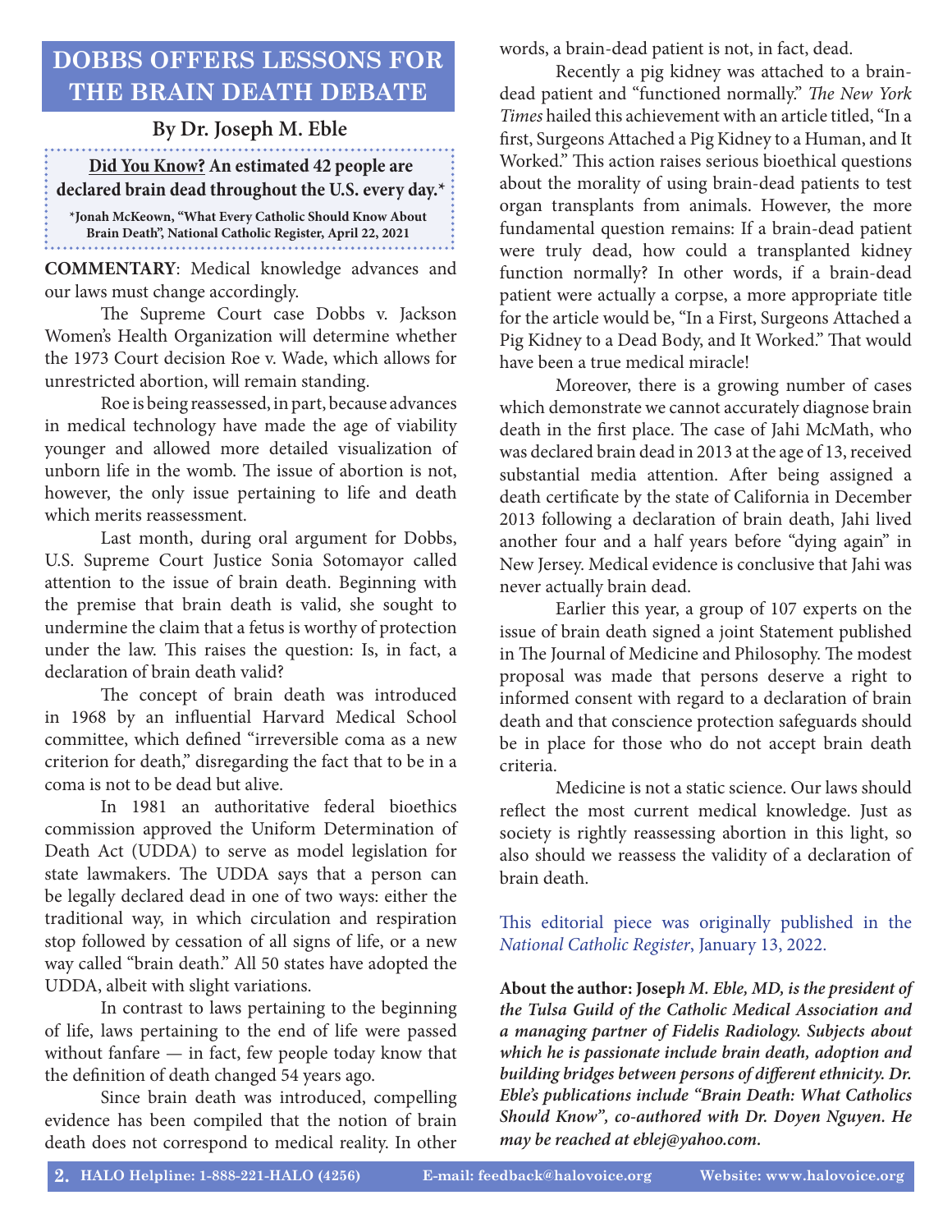# DOBBS OFFERS LESSONS FOR THE BRAIN DEATH DEBATE

## By Dr. Joseph M. Eble

**Did You Know? An estimated 42 people are declared brain dead throughout the U.S. every day.***

***Jonah McKeown, "What Every Catholic Should Know About Brain Death", National Catholic Register, April 22, 2021**

**COMMENTARY**: Medical knowledge advances and our laws must change accordingly.

The Supreme Court case Dobbs v. Jackson Women's Health Organization will determine whether the 1973 Court decision Roe v. Wade, which allows for unrestricted abortion, will remain standing.

Roe is being reassessed, in part, because advances in medical technology have made the age of viability younger and allowed more detailed visualization of unborn life in the womb. The issue of abortion is not, however, the only issue pertaining to life and death which merits reassessment.

Last month, during oral argument for Dobbs, U.S. Supreme Court Justice Sonia Sotomayor called attention to the issue of brain death. Beginning with the premise that brain death is valid, she sought to undermine the claim that a fetus is worthy of protection under the law. This raises the question: Is, in fact, a declaration of brain death valid?

The concept of brain death was introduced in 1968 by an influential Harvard Medical School committee, which defined "irreversible coma as a new criterion for death," disregarding the fact that to be in a coma is not to be dead but alive.

In 1981 an authoritative federal bioethics commission approved the Uniform Determination of Death Act (UDDA) to serve as model legislation for state lawmakers. The UDDA says that a person can be legally declared dead in one of two ways: either the traditional way, in which circulation and respiration stop followed by cessation of all signs of life, or a new way called "brain death." All 50 states have adopted the UDDA, albeit with slight variations.

In contrast to laws pertaining to the beginning of life, laws pertaining to the end of life were passed without fanfare — in fact, few people today know that the definition of death changed 54 years ago.

Since brain death was introduced, compelling evidence has been compiled that the notion of brain death does not correspond to medical reality. In other words, a brain-dead patient is not, in fact, dead.

Recently a pig kidney was attached to a brain-dead patient and "functioned normally." *The New York Times* hailed this achievement with an article titled, "In a first, Surgeons Attached a Pig Kidney to a Human, and It Worked." This action raises serious bioethical questions about the morality of using brain-dead patients to test organ transplants from animals. However, the more fundamental question remains: If a brain-dead patient were truly dead, how could a transplanted kidney function normally? In other words, if a brain-dead patient were actually a corpse, a more appropriate title for the article would be, "In a First, Surgeons Attached a Pig Kidney to a Dead Body, and It Worked." That would have been a true medical miracle!

Moreover, there is a growing number of cases which demonstrate we cannot accurately diagnose brain death in the first place. The case of Jahi McMath, who was declared brain dead in 2013 at the age of 13, received substantial media attention. After being assigned a death certificate by the state of California in December 2013 following a declaration of brain death, Jahi lived another four and a half years before "dying again" in New Jersey. Medical evidence is conclusive that Jahi was never actually brain dead.

Earlier this year, a group of 107 experts on the issue of brain death signed a joint Statement published in The Journal of Medicine and Philosophy. The modest proposal was made that persons deserve a right to informed consent with regard to a declaration of brain death and that conscience protection safeguards should be in place for those who do not accept brain death criteria.

Medicine is not a static science. Our laws should reflect the most current medical knowledge. Just as society is rightly reassessing abortion in this light, so also should we reassess the validity of a declaration of brain death.

This editorial piece was originally published in the *National Catholic Register*, January 13, 2022.

**About the author:** ***Joseph M. Eble, MD, is the president of the Tulsa Guild of the Catholic Medical Association and a managing partner of Fidelis Radiology. Subjects about which he is passionate include brain death, adoption and building bridges between persons of different ethnicity. Dr. Eble's publications include "Brain Death: What Catholics Should Know", co-authored with Dr. Doyen Nguyen. He may be reached at eblej@yahoo.com.***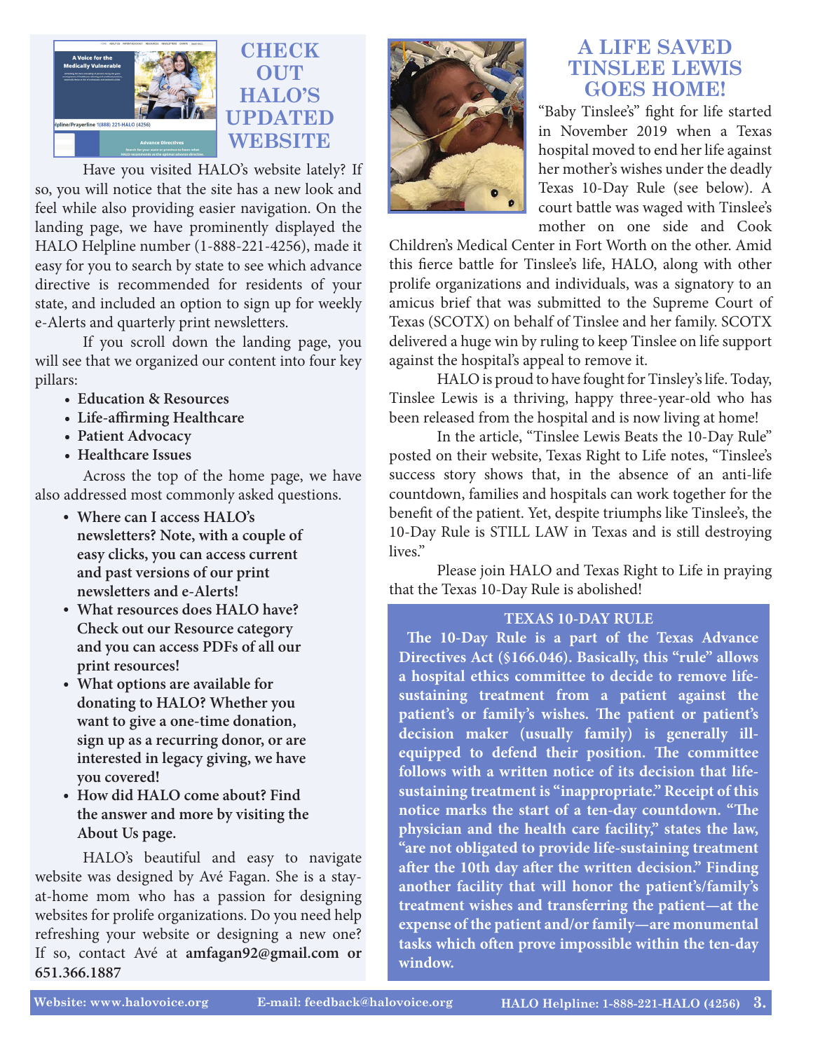# CHECK OUT HALO'S UPDATED WEBSITE

Have you visited HALO's website lately? If so, you will notice that the site has a new look and feel while also providing easier navigation. On the landing page, we have prominently displayed the HALO Helpline number (1-888-221-4256), made it easy for you to search by state to see which advance directive is recommended for residents of your state, and included an option to sign up for weekly e-Alerts and quarterly print newsletters.

If you scroll down the landing page, you will see that we organized our content into four key pillars:

- **Education & Resources**
- **Life-affirming Healthcare**
- **Patient Advocacy**
- **Healthcare Issues**

Across the top of the home page, we have also addressed most commonly asked questions.

- **Where can I access HALO's newsletters? Note, with a couple of easy clicks, you can access current and past versions of our print newsletters and e-Alerts!**
- **What resources does HALO have? Check out our Resource category and you can access PDFs of all our print resources!**
- **What options are available for donating to HALO? Whether you want to give a one-time donation, sign up as a recurring donor, or are interested in legacy giving, we have you covered!**
- **How did HALO come about? Find the answer and more by visiting the About Us page.**

HALO's beautiful and easy to navigate website was designed by Avé Fagan. She is a stay-at-home mom who has a passion for designing websites for prolife organizations. Do you need help refreshing your website or designing a new one? If so, contact Avé at **amfagan92@gmail.com or 651.366.1887**

# A LIFE SAVED TINSLEE LEWIS GOES HOME!

"Baby Tinslee's" fight for life started in November 2019 when a Texas hospital moved to end her life against her mother's wishes under the deadly Texas 10-Day Rule (see below). A court battle was waged with Tinslee's mother on one side and Cook Children's Medical Center in Fort Worth on the other. Amid this fierce battle for Tinslee's life, HALO, along with other prolife organizations and individuals, was a signatory to an amicus brief that was submitted to the Supreme Court of Texas (SCOTX) on behalf of Tinslee and her family. SCOTX delivered a huge win by ruling to keep Tinslee on life support against the hospital's appeal to remove it.

HALO is proud to have fought for Tinsley's life. Today, Tinslee Lewis is a thriving, happy three-year-old who has been released from the hospital and is now living at home!

In the article, "Tinslee Lewis Beats the 10-Day Rule" posted on their website, Texas Right to Life notes, "Tinslee's success story shows that, in the absence of an anti-life countdown, families and hospitals can work together for the benefit of the patient. Yet, despite triumphs like Tinslee's, the 10-Day Rule is STILL LAW in Texas and is still destroying lives."

Please join HALO and Texas Right to Life in praying that the Texas 10-Day Rule is abolished!

## TEXAS 10-DAY RULE

**The 10-Day Rule is a part of the Texas Advance Directives Act (§166.046). Basically, this "rule" allows a hospital ethics committee to decide to remove life-sustaining treatment from a patient against the patient's or family's wishes. The patient or patient's decision maker (usually family) is generally ill-equipped to defend their position. The committee follows with a written notice of its decision that life-sustaining treatment is "inappropriate." Receipt of this notice marks the start of a ten-day countdown. "The physician and the health care facility," states the law, "are not obligated to provide life-sustaining treatment after the 10th day after the written decision." Finding another facility that will honor the patient's/family's treatment wishes and transferring the patient—at the expense of the patient and/or family—are monumental tasks which often prove impossible within the ten-day window.**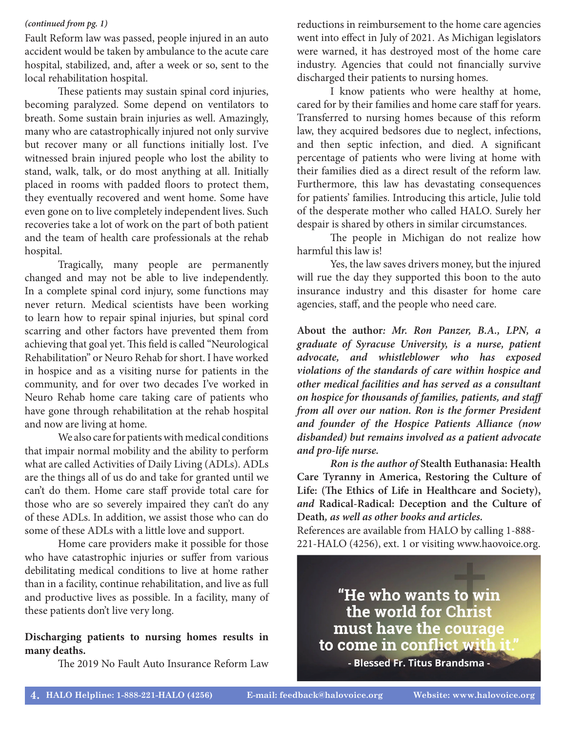*(continued from pg. 1)*

Fault Reform law was passed, people injured in an auto accident would be taken by ambulance to the acute care hospital, stabilized, and, after a week or so, sent to the local rehabilitation hospital.

These patients may sustain spinal cord injuries, becoming paralyzed. Some depend on ventilators to breath. Some sustain brain injuries as well. Amazingly, many who are catastrophically injured not only survive but recover many or all functions initially lost. I've witnessed brain injured people who lost the ability to stand, walk, talk, or do most anything at all. Initially placed in rooms with padded floors to protect them, they eventually recovered and went home. Some have even gone on to live completely independent lives. Such recoveries take a lot of work on the part of both patient and the team of health care professionals at the rehab hospital.

Tragically, many people are permanently changed and may not be able to live independently. In a complete spinal cord injury, some functions may never return. Medical scientists have been working to learn how to repair spinal injuries, but spinal cord scarring and other factors have prevented them from achieving that goal yet. This field is called "Neurological Rehabilitation" or Neuro Rehab for short. I have worked in hospice and as a visiting nurse for patients in the community, and for over two decades I've worked in Neuro Rehab home care taking care of patients who have gone through rehabilitation at the rehab hospital and now are living at home.

We also care for patients with medical conditions that impair normal mobility and the ability to perform what are called Activities of Daily Living (ADLs). ADLs are the things all of us do and take for granted until we can't do them. Home care staff provide total care for those who are so severely impaired they can't do any of these ADLs. In addition, we assist those who can do some of these ADLs with a little love and support.

Home care providers make it possible for those who have catastrophic injuries or suffer from various debilitating medical conditions to live at home rather than in a facility, continue rehabilitation, and live as full and productive lives as possible. In a facility, many of these patients don't live very long.

**Discharging patients to nursing homes results in many deaths.**

The 2019 No Fault Auto Insurance Reform Law reductions in reimbursement to the home care agencies went into effect in July of 2021. As Michigan legislators were warned, it has destroyed most of the home care industry. Agencies that could not financially survive discharged their patients to nursing homes.

I know patients who were healthy at home, cared for by their families and home care staff for years. Transferred to nursing homes because of this reform law, they acquired bedsores due to neglect, infections, and then septic infection, and died. A significant percentage of patients who were living at home with their families died as a direct result of the reform law. Furthermore, this law has devastating consequences for patients' families. Introducing this article, Julie told of the desperate mother who called HALO. Surely her despair is shared by others in similar circumstances.

The people in Michigan do not realize how harmful this law is!

Yes, the law saves drivers money, but the injured will rue the day they supported this boon to the auto insurance industry and this disaster for home care agencies, staff, and the people who need care.

**About the author***: Mr. Ron Panzer, B.A., LPN, a graduate of Syracuse University, is a nurse, patient advocate, and whistleblower who has exposed violations of the standards of care within hospice and other medical facilities and has served as a consultant on hospice for thousands of families, patients, and staff from all over our nation. Ron is the former President and founder of the Hospice Patients Alliance (now disbanded) but remains involved as a patient advocate and pro-life nurse.*

*Ron is the author of* **Stealth Euthanasia: Health Care Tyranny in America, Restoring the Culture of Life: (The Ethics of Life in Healthcare and Society),** *and* **Radical-Radical: Deception and the Culture of Death***, as well as other books and articles.*

References are available from HALO by calling 1-888-221-HALO (4256), ext. 1 or visiting www.haovoice.org.

**"He who wants to win the world for Christ must have the courage to come in conflict with it."**

**- Blessed Fr. Titus Brandsma -**